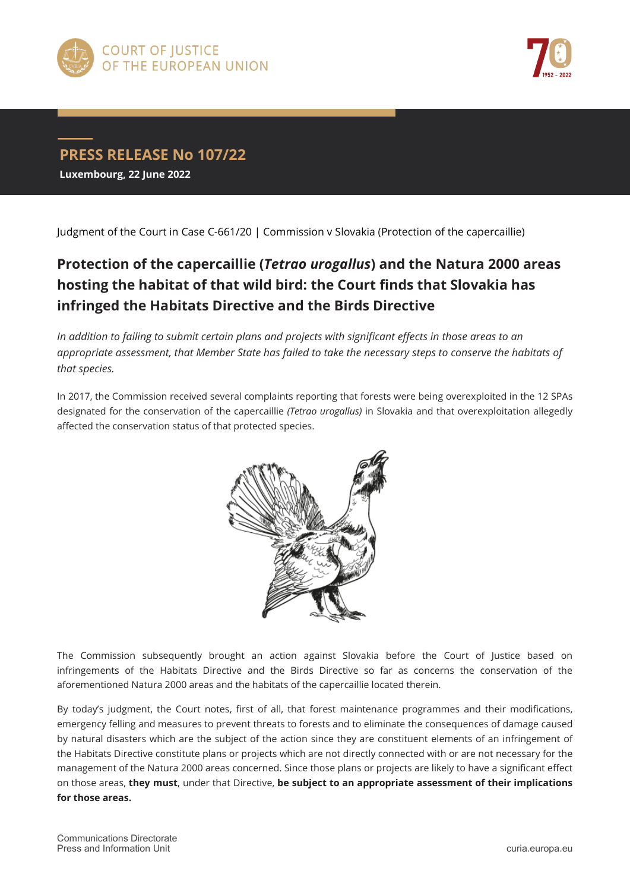COURT OF JUSTICE OF THE EUROPEAN UNION

## PRESS RELEASE No 107/22

**Luxembourg, 22 June 2022**

Judgment of the Court in Case C-661/20 | Commission v Slovakia (Protection of the capercaillie)

# Protection of the capercaillie (*Tetrao urogallus*) and the Natura 2000 areas hosting the habitat of that wild bird: the Court finds that Slovakia has infringed the Habitats Directive and the Birds Directive

*In addition to failing to submit certain plans and projects with significant effects in those areas to an appropriate assessment, that Member State has failed to take the necessary steps to conserve the habitats of that species.*

In 2017, the Commission received several complaints reporting that forests were being overexploited in the 12 SPAs designated for the conservation of the capercaillie *(Tetrao urogallus)* in Slovakia and that overexploitation allegedly affected the conservation status of that protected species.

The Commission subsequently brought an action against Slovakia before the Court of Justice based on infringements of the Habitats Directive and the Birds Directive so far as concerns the conservation of the aforementioned Natura 2000 areas and the habitats of the capercaillie located therein.

By today's judgment, the Court notes, first of all, that forest maintenance programmes and their modifications, emergency felling and measures to prevent threats to forests and to eliminate the consequences of damage caused by natural disasters which are the subject of the action since they are constituent elements of an infringement of the Habitats Directive constitute plans or projects which are not directly connected with or are not necessary for the management of the Natura 2000 areas concerned. Since those plans or projects are likely to have a significant effect on those areas, **they must**, under that Directive, **be subject to an appropriate assessment of their implications for those areas.**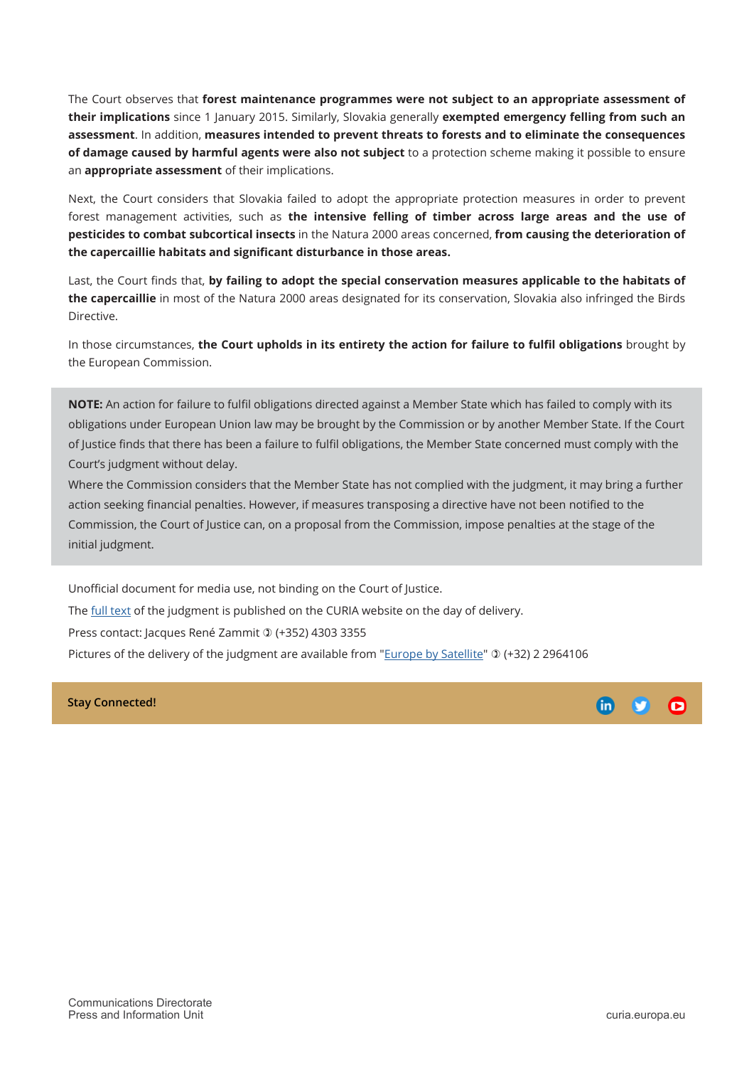The Court observes that **forest maintenance programmes were not subject to an appropriate assessment of their implications** since 1 January 2015. Similarly, Slovakia generally **exempted emergency felling from such an assessment**. In addition, **measures intended to prevent threats to forests and to eliminate the consequences of damage caused by harmful agents were also not subject** to a protection scheme making it possible to ensure an **appropriate assessment** of their implications.

Next, the Court considers that Slovakia failed to adopt the appropriate protection measures in order to prevent forest management activities, such as **the intensive felling of timber across large areas and the use of pesticides to combat subcortical insects** in the Natura 2000 areas concerned, **from causing the deterioration of the capercaillie habitats and significant disturbance in those areas.**

Last, the Court finds that, **by failing to adopt the special conservation measures applicable to the habitats of the capercaillie** in most of the Natura 2000 areas designated for its conservation, Slovakia also infringed the Birds Directive.

In those circumstances, **the Court upholds in its entirety the action for failure to fulfil obligations** brought by the European Commission.

**NOTE:** An action for failure to fulfil obligations directed against a Member State which has failed to comply with its obligations under European Union law may be brought by the Commission or by another Member State. If the Court of Justice finds that there has been a failure to fulfil obligations, the Member State concerned must comply with the Court's judgment without delay.
Where the Commission considers that the Member State has not complied with the judgment, it may bring a further action seeking financial penalties. However, if measures transposing a directive have not been notified to the Commission, the Court of Justice can, on a proposal from the Commission, impose penalties at the stage of the initial judgment.

Unofficial document for media use, not binding on the Court of Justice.

The full text of the judgment is published on the CURIA website on the day of delivery.

Press contact: Jacques René Zammit ✆ (+352) 4303 3355

Pictures of the delivery of the judgment are available from "Europe by Satellite" ✆ (+32) 2 2964106

**Stay Connected!**

Communications Directorate
Press and Information Unit

curia.europa.eu